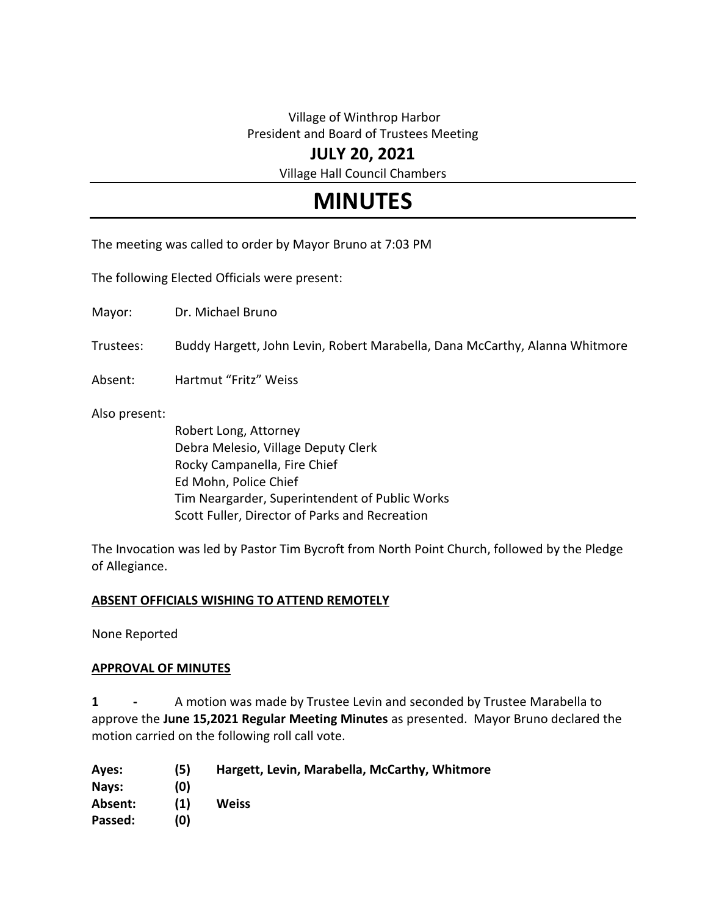Village of Winthrop Harbor
President and Board of Trustees Meeting

**JULY 20, 2021**

Village Hall Council Chambers

# MINUTES

The meeting was called to order by Mayor Bruno at 7:03 PM

The following Elected Officials were present:

Mayor: Dr. Michael Bruno

Trustees: Buddy Hargett, John Levin, Robert Marabella, Dana McCarthy, Alanna Whitmore

Absent: Hartmut "Fritz" Weiss

Also present:

Robert Long, Attorney
Debra Melesio, Village Deputy Clerk
Rocky Campanella, Fire Chief
Ed Mohn, Police Chief
Tim Neargarder, Superintendent of Public Works
Scott Fuller, Director of Parks and Recreation

The Invocation was led by Pastor Tim Bycroft from North Point Church, followed by the Pledge of Allegiance.

**ABSENT OFFICIALS WISHING TO ATTEND REMOTELY**

None Reported

**APPROVAL OF MINUTES**

**1 -** A motion was made by Trustee Levin and seconded by Trustee Marabella to approve the **June 15,2021 Regular Meeting Minutes** as presented. Mayor Bruno declared the motion carried on the following roll call vote.

**Ayes: (5) Hargett, Levin, Marabella, McCarthy, Whitmore**
**Nays: (0)**
**Absent: (1) Weiss**
**Passed: (0)**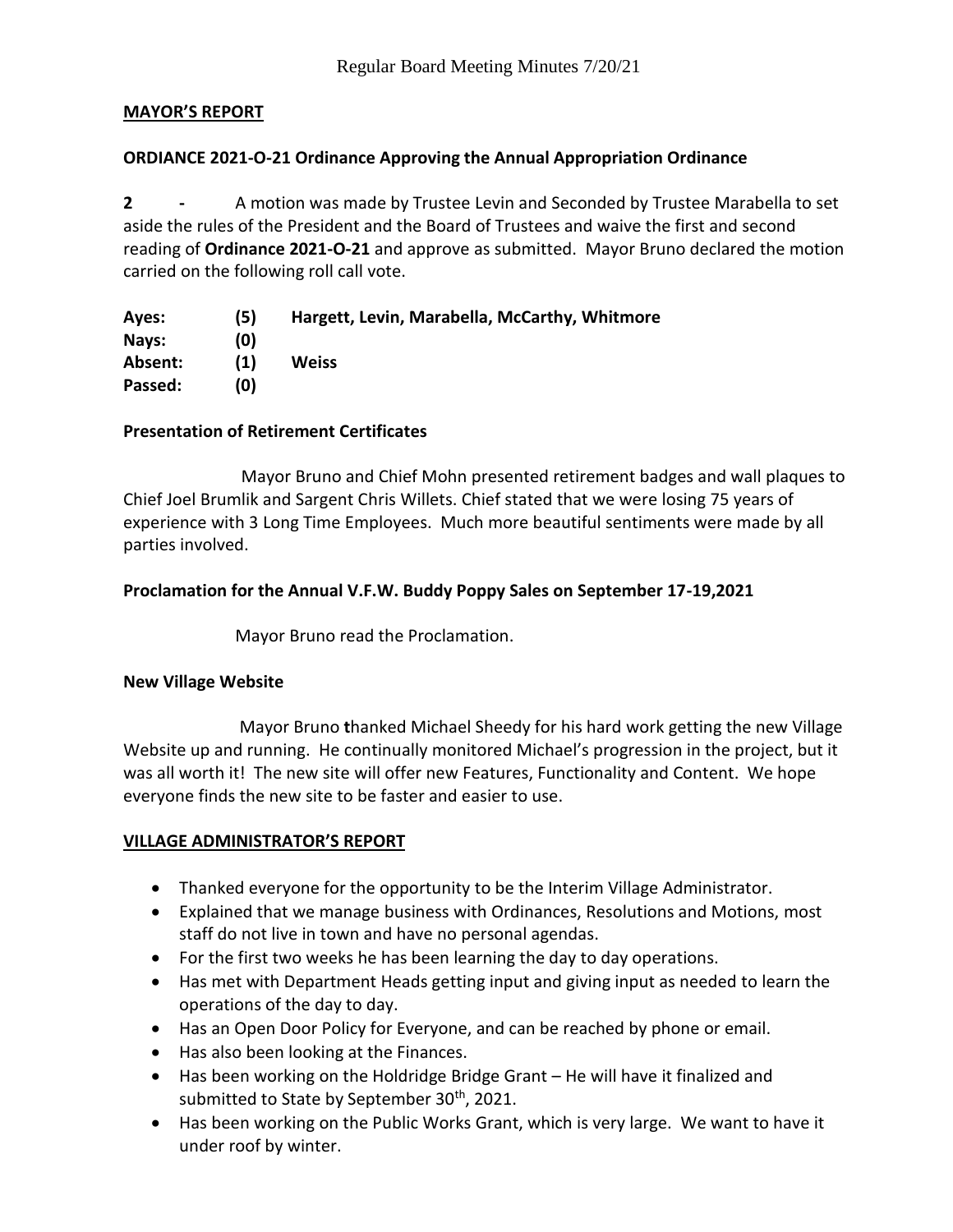## MAYOR'S REPORT

### ORDIANCE 2021-O-21 Ordinance Approving the Annual Appropriation Ordinance

**2 -** A motion was made by Trustee Levin and Seconded by Trustee Marabella to set aside the rules of the President and the Board of Trustees and waive the first and second reading of **Ordinance 2021-O-21** and approve as submitted. Mayor Bruno declared the motion carried on the following roll call vote.

| | | |
|---|---|---|
| **Ayes:** | **(5)** | **Hargett, Levin, Marabella, McCarthy, Whitmore** |
| **Nays:** | **(0)** | |
| **Absent:** | **(1)** | **Weiss** |
| **Passed:** | **(0)** | |

### Presentation of Retirement Certificates

Mayor Bruno and Chief Mohn presented retirement badges and wall plaques to Chief Joel Brumlik and Sargent Chris Willets. Chief stated that we were losing 75 years of experience with 3 Long Time Employees. Much more beautiful sentiments were made by all parties involved.

### Proclamation for the Annual V.F.W. Buddy Poppy Sales on September 17-19,2021

Mayor Bruno read the Proclamation.

### New Village Website

Mayor Bruno **t**hanked Michael Sheedy for his hard work getting the new Village Website up and running. He continually monitored Michael's progression in the project, but it was all worth it! The new site will offer new Features, Functionality and Content. We hope everyone finds the new site to be faster and easier to use.

## VILLAGE ADMINISTRATOR'S REPORT

- Thanked everyone for the opportunity to be the Interim Village Administrator.
- Explained that we manage business with Ordinances, Resolutions and Motions, most staff do not live in town and have no personal agendas.
- For the first two weeks he has been learning the day to day operations.
- Has met with Department Heads getting input and giving input as needed to learn the operations of the day to day.
- Has an Open Door Policy for Everyone, and can be reached by phone or email.
- Has also been looking at the Finances.
- Has been working on the Holdridge Bridge Grant – He will have it finalized and submitted to State by September 30th, 2021.
- Has been working on the Public Works Grant, which is very large. We want to have it under roof by winter.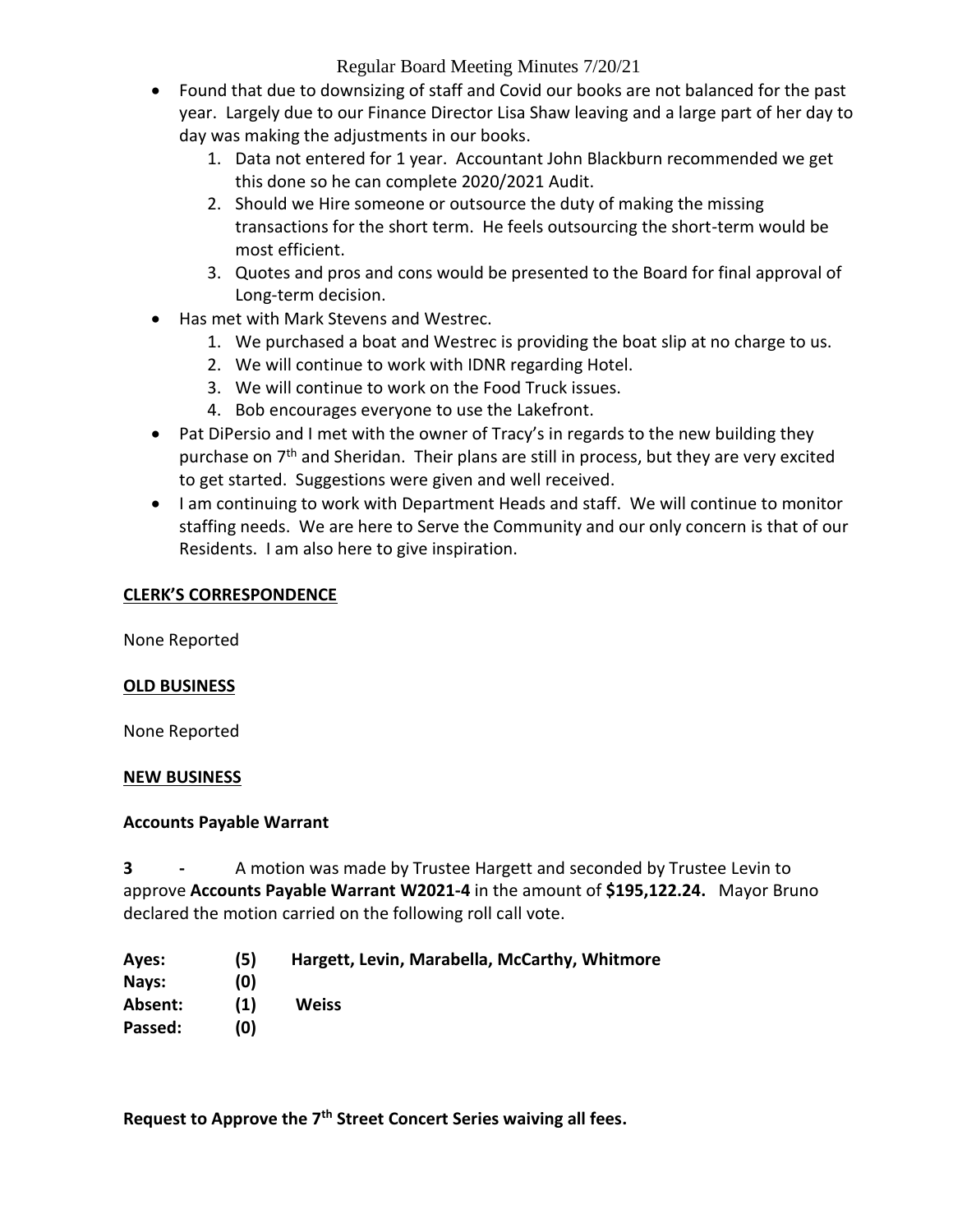- Found that due to downsizing of staff and Covid our books are not balanced for the past year. Largely due to our Finance Director Lisa Shaw leaving and a large part of her day to day was making the adjustments in our books.
    1. Data not entered for 1 year. Accountant John Blackburn recommended we get this done so he can complete 2020/2021 Audit.
    2. Should we Hire someone or outsource the duty of making the missing transactions for the short term. He feels outsourcing the short-term would be most efficient.
    3. Quotes and pros and cons would be presented to the Board for final approval of Long-term decision.
- Has met with Mark Stevens and Westrec.
    1. We purchased a boat and Westrec is providing the boat slip at no charge to us.
    2. We will continue to work with IDNR regarding Hotel.
    3. We will continue to work on the Food Truck issues.
    4. Bob encourages everyone to use the Lakefront.
- Pat DiPersio and I met with the owner of Tracy's in regards to the new building they purchase on 7th and Sheridan. Their plans are still in process, but they are very excited to get started. Suggestions were given and well received.
- I am continuing to work with Department Heads and staff. We will continue to monitor staffing needs. We are here to Serve the Community and our only concern is that of our Residents. I am also here to give inspiration.

**CLERK'S CORRESPONDENCE**

None Reported

**OLD BUSINESS**

None Reported

**NEW BUSINESS**

**Accounts Payable Warrant**

**3 -** A motion was made by Trustee Hargett and seconded by Trustee Levin to approve **Accounts Payable Warrant W2021-4** in the amount of **$195,122.24.** Mayor Bruno declared the motion carried on the following roll call vote.

**Ayes: (5) Hargett, Levin, Marabella, McCarthy, Whitmore**
**Nays: (0)**
**Absent: (1) Weiss**
**Passed: (0)**

**Request to Approve the 7th Street Concert Series waiving all fees.**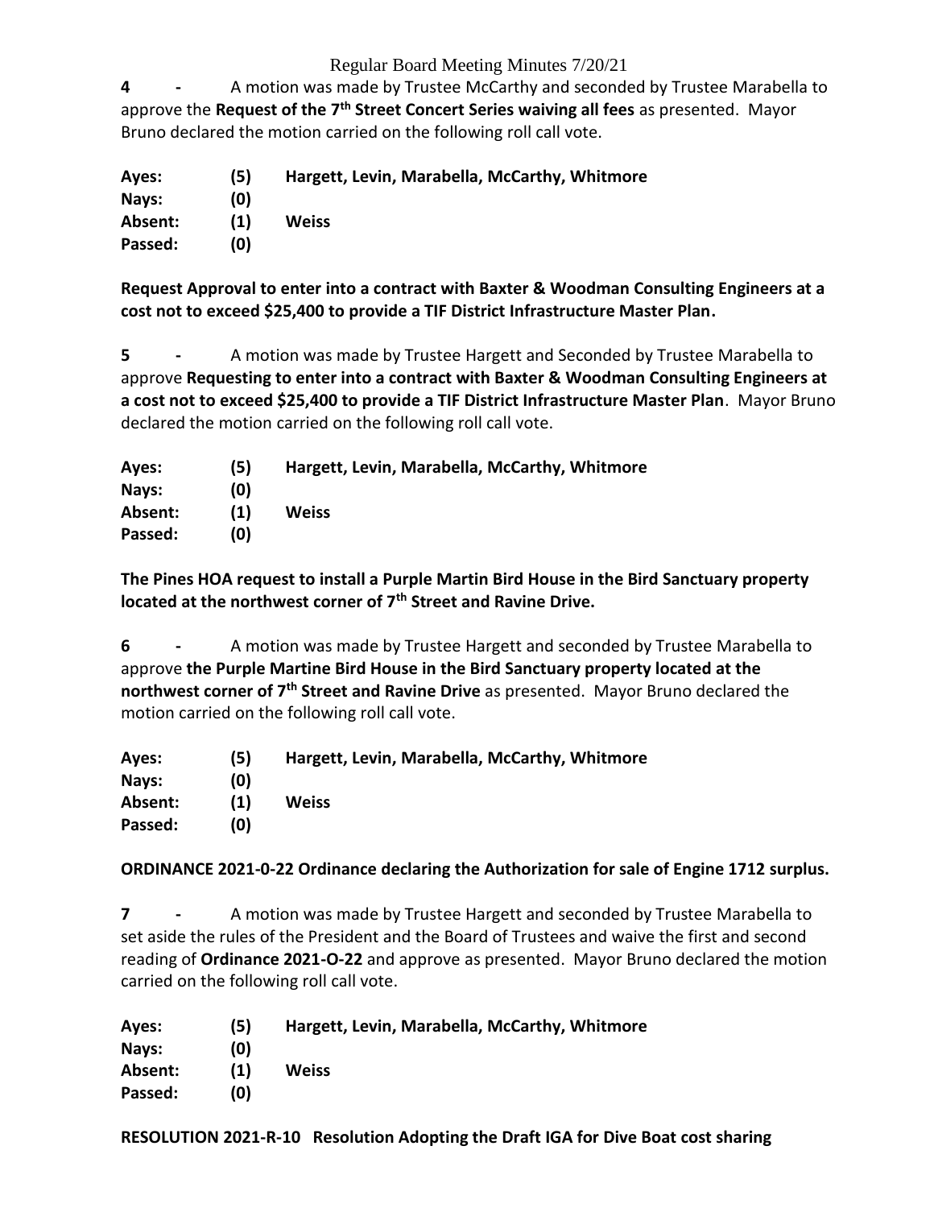**4 -** A motion was made by Trustee McCarthy and seconded by Trustee Marabella to approve the **Request of the 7th Street Concert Series waiving all fees** as presented. Mayor Bruno declared the motion carried on the following roll call vote.

| | | |
|---|---|---|
| **Ayes:** | **(5)** | **Hargett, Levin, Marabella, McCarthy, Whitmore** |
| **Nays:** | **(0)** | |
| **Absent:** | **(1)** | **Weiss** |
| **Passed:** | **(0)** | |

**Request Approval to enter into a contract with Baxter & Woodman Consulting Engineers at a cost not to exceed $25,400 to provide a TIF District Infrastructure Master Plan.**

**5 -** A motion was made by Trustee Hargett and Seconded by Trustee Marabella to approve **Requesting to enter into a contract with Baxter & Woodman Consulting Engineers at a cost not to exceed $25,400 to provide a TIF District Infrastructure Master Plan**. Mayor Bruno declared the motion carried on the following roll call vote.

| | | |
|---|---|---|
| **Ayes:** | **(5)** | **Hargett, Levin, Marabella, McCarthy, Whitmore** |
| **Nays:** | **(0)** | |
| **Absent:** | **(1)** | **Weiss** |
| **Passed:** | **(0)** | |

**The Pines HOA request to install a Purple Martin Bird House in the Bird Sanctuary property located at the northwest corner of 7th Street and Ravine Drive.**

**6 -** A motion was made by Trustee Hargett and seconded by Trustee Marabella to approve **the Purple Martine Bird House in the Bird Sanctuary property located at the northwest corner of 7th Street and Ravine Drive** as presented. Mayor Bruno declared the motion carried on the following roll call vote.

| | | |
|---|---|---|
| **Ayes:** | **(5)** | **Hargett, Levin, Marabella, McCarthy, Whitmore** |
| **Nays:** | **(0)** | |
| **Absent:** | **(1)** | **Weiss** |
| **Passed:** | **(0)** | |

**ORDINANCE 2021-0-22 Ordinance declaring the Authorization for sale of Engine 1712 surplus.**

**7 -** A motion was made by Trustee Hargett and seconded by Trustee Marabella to set aside the rules of the President and the Board of Trustees and waive the first and second reading of **Ordinance 2021-O-22** and approve as presented. Mayor Bruno declared the motion carried on the following roll call vote.

| | | |
|---|---|---|
| **Ayes:** | **(5)** | **Hargett, Levin, Marabella, McCarthy, Whitmore** |
| **Nays:** | **(0)** | |
| **Absent:** | **(1)** | **Weiss** |
| **Passed:** | **(0)** | |

**RESOLUTION 2021-R-10 Resolution Adopting the Draft IGA for Dive Boat cost sharing**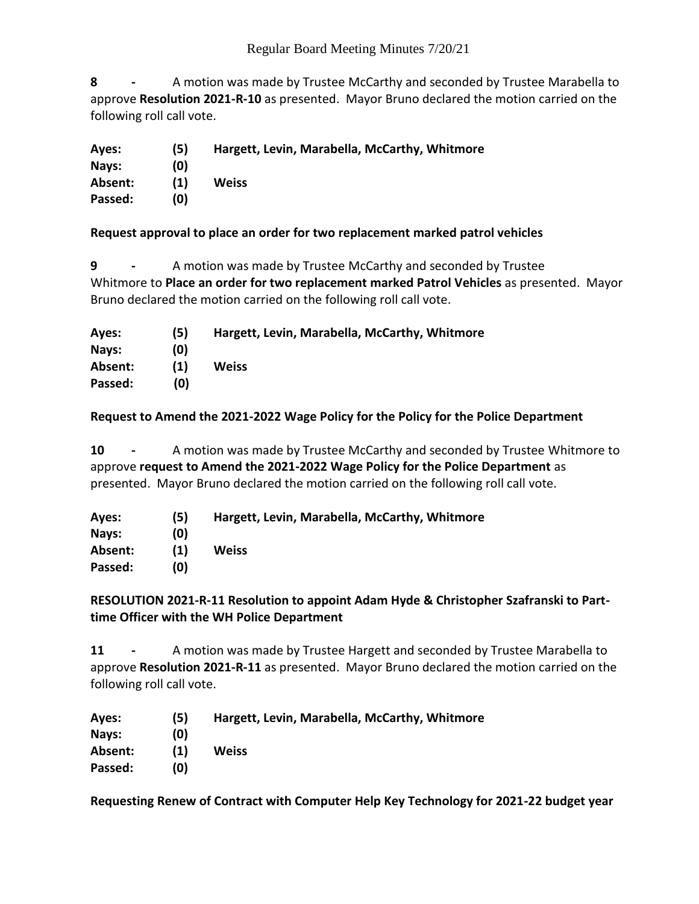**8 -** A motion was made by Trustee McCarthy and seconded by Trustee Marabella to approve **Resolution 2021-R-10** as presented. Mayor Bruno declared the motion carried on the following roll call vote.

| | | |
|---|---|---|
| **Ayes:** | **(5)** | **Hargett, Levin, Marabella, McCarthy, Whitmore** |
| **Nays:** | **(0)** | |
| **Absent:** | **(1)** | **Weiss** |
| **Passed:** | **(0)** | |

**Request approval to place an order for two replacement marked patrol vehicles**

**9 -** A motion was made by Trustee McCarthy and seconded by Trustee Whitmore to **Place an order for two replacement marked Patrol Vehicles** as presented. Mayor Bruno declared the motion carried on the following roll call vote.

| | | |
|---|---|---|
| **Ayes:** | **(5)** | **Hargett, Levin, Marabella, McCarthy, Whitmore** |
| **Nays:** | **(0)** | |
| **Absent:** | **(1)** | **Weiss** |
| **Passed:** | **(0)** | |

**Request to Amend the 2021-2022 Wage Policy for the Policy for the Police Department**

**10 -** A motion was made by Trustee McCarthy and seconded by Trustee Whitmore to approve **request to Amend the 2021-2022 Wage Policy for the Police Department** as presented. Mayor Bruno declared the motion carried on the following roll call vote.

| | | |
|---|---|---|
| **Ayes:** | **(5)** | **Hargett, Levin, Marabella, McCarthy, Whitmore** |
| **Nays:** | **(0)** | |
| **Absent:** | **(1)** | **Weiss** |
| **Passed:** | **(0)** | |

**RESOLUTION 2021-R-11 Resolution to appoint Adam Hyde & Christopher Szafranski to Part-time Officer with the WH Police Department**

**11 -** A motion was made by Trustee Hargett and seconded by Trustee Marabella to approve **Resolution 2021-R-11** as presented. Mayor Bruno declared the motion carried on the following roll call vote.

| | | |
|---|---|---|
| **Ayes:** | **(5)** | **Hargett, Levin, Marabella, McCarthy, Whitmore** |
| **Nays:** | **(0)** | |
| **Absent:** | **(1)** | **Weiss** |
| **Passed:** | **(0)** | |

**Requesting Renew of Contract with Computer Help Key Technology for 2021-22 budget year**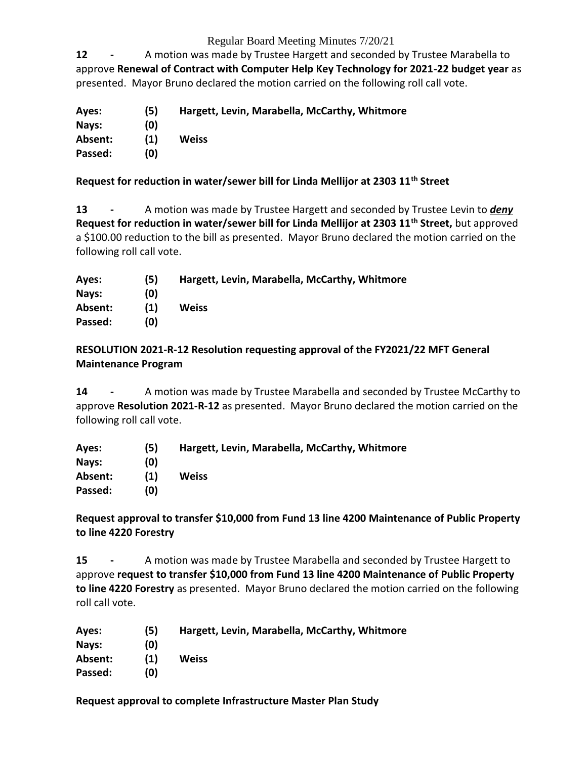**12 -** A motion was made by Trustee Hargett and seconded by Trustee Marabella to approve **Renewal of Contract with Computer Help Key Technology for 2021-22 budget year** as presented. Mayor Bruno declared the motion carried on the following roll call vote.

**Ayes: (5) Hargett, Levin, Marabella, McCarthy, Whitmore**
**Nays: (0)**
**Absent: (1) Weiss**
**Passed: (0)**

**Request for reduction in water/sewer bill for Linda Mellijor at 2303 11th Street**

**13 -** A motion was made by Trustee Hargett and seconded by Trustee Levin to ***deny*** **Request for reduction in water/sewer bill for Linda Mellijor at 2303 11th Street,** but approved a $100.00 reduction to the bill as presented. Mayor Bruno declared the motion carried on the following roll call vote.

**Ayes: (5) Hargett, Levin, Marabella, McCarthy, Whitmore**
**Nays: (0)**
**Absent: (1) Weiss**
**Passed: (0)**

**RESOLUTION 2021-R-12 Resolution requesting approval of the FY2021/22 MFT General Maintenance Program**

**14 -** A motion was made by Trustee Marabella and seconded by Trustee McCarthy to approve **Resolution 2021-R-12** as presented. Mayor Bruno declared the motion carried on the following roll call vote.

**Ayes: (5) Hargett, Levin, Marabella, McCarthy, Whitmore**
**Nays: (0)**
**Absent: (1) Weiss**
**Passed: (0)**

**Request approval to transfer $10,000 from Fund 13 line 4200 Maintenance of Public Property to line 4220 Forestry**

**15 -** A motion was made by Trustee Marabella and seconded by Trustee Hargett to approve **request to transfer $10,000 from Fund 13 line 4200 Maintenance of Public Property to line 4220 Forestry** as presented. Mayor Bruno declared the motion carried on the following roll call vote.

**Ayes: (5) Hargett, Levin, Marabella, McCarthy, Whitmore**
**Nays: (0)**
**Absent: (1) Weiss**
**Passed: (0)**

**Request approval to complete Infrastructure Master Plan Study**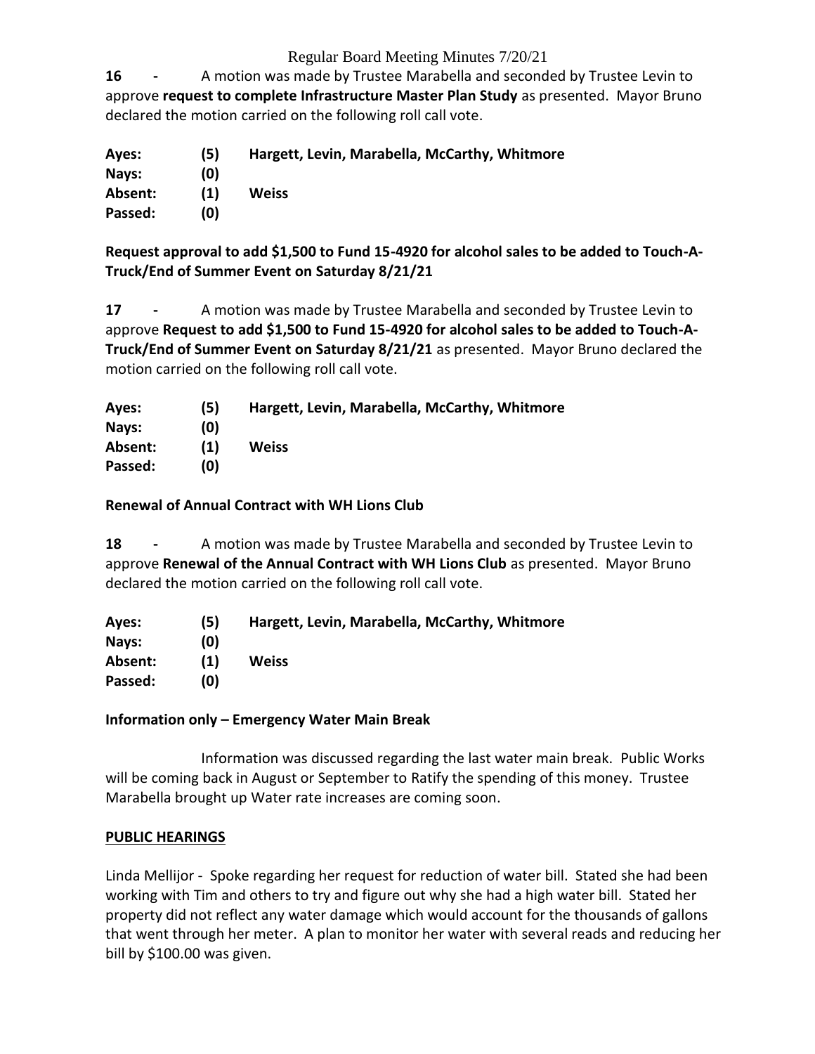**16 -** A motion was made by Trustee Marabella and seconded by Trustee Levin to approve **request to complete Infrastructure Master Plan Study** as presented. Mayor Bruno declared the motion carried on the following roll call vote.

| | | |
|---|---|---|
| **Ayes:** | **(5)** | **Hargett, Levin, Marabella, McCarthy, Whitmore** |
| **Nays:** | **(0)** | |
| **Absent:** | **(1)** | **Weiss** |
| **Passed:** | **(0)** | |

**Request approval to add $1,500 to Fund 15-4920 for alcohol sales to be added to Touch-A-Truck/End of Summer Event on Saturday 8/21/21**

**17 -** A motion was made by Trustee Marabella and seconded by Trustee Levin to approve **Request to add $1,500 to Fund 15-4920 for alcohol sales to be added to Touch-A-Truck/End of Summer Event on Saturday 8/21/21** as presented. Mayor Bruno declared the motion carried on the following roll call vote.

| | | |
|---|---|---|
| **Ayes:** | **(5)** | **Hargett, Levin, Marabella, McCarthy, Whitmore** |
| **Nays:** | **(0)** | |
| **Absent:** | **(1)** | **Weiss** |
| **Passed:** | **(0)** | |

**Renewal of Annual Contract with WH Lions Club**

**18 -** A motion was made by Trustee Marabella and seconded by Trustee Levin to approve **Renewal of the Annual Contract with WH Lions Club** as presented. Mayor Bruno declared the motion carried on the following roll call vote.

| | | |
|---|---|---|
| **Ayes:** | **(5)** | **Hargett, Levin, Marabella, McCarthy, Whitmore** |
| **Nays:** | **(0)** | |
| **Absent:** | **(1)** | **Weiss** |
| **Passed:** | **(0)** | |

**Information only – Emergency Water Main Break**

Information was discussed regarding the last water main break. Public Works will be coming back in August or September to Ratify the spending of this money. Trustee Marabella brought up Water rate increases are coming soon.

**PUBLIC HEARINGS**

Linda Mellijor - Spoke regarding her request for reduction of water bill. Stated she had been working with Tim and others to try and figure out why she had a high water bill. Stated her property did not reflect any water damage which would account for the thousands of gallons that went through her meter. A plan to monitor her water with several reads and reducing her bill by $100.00 was given.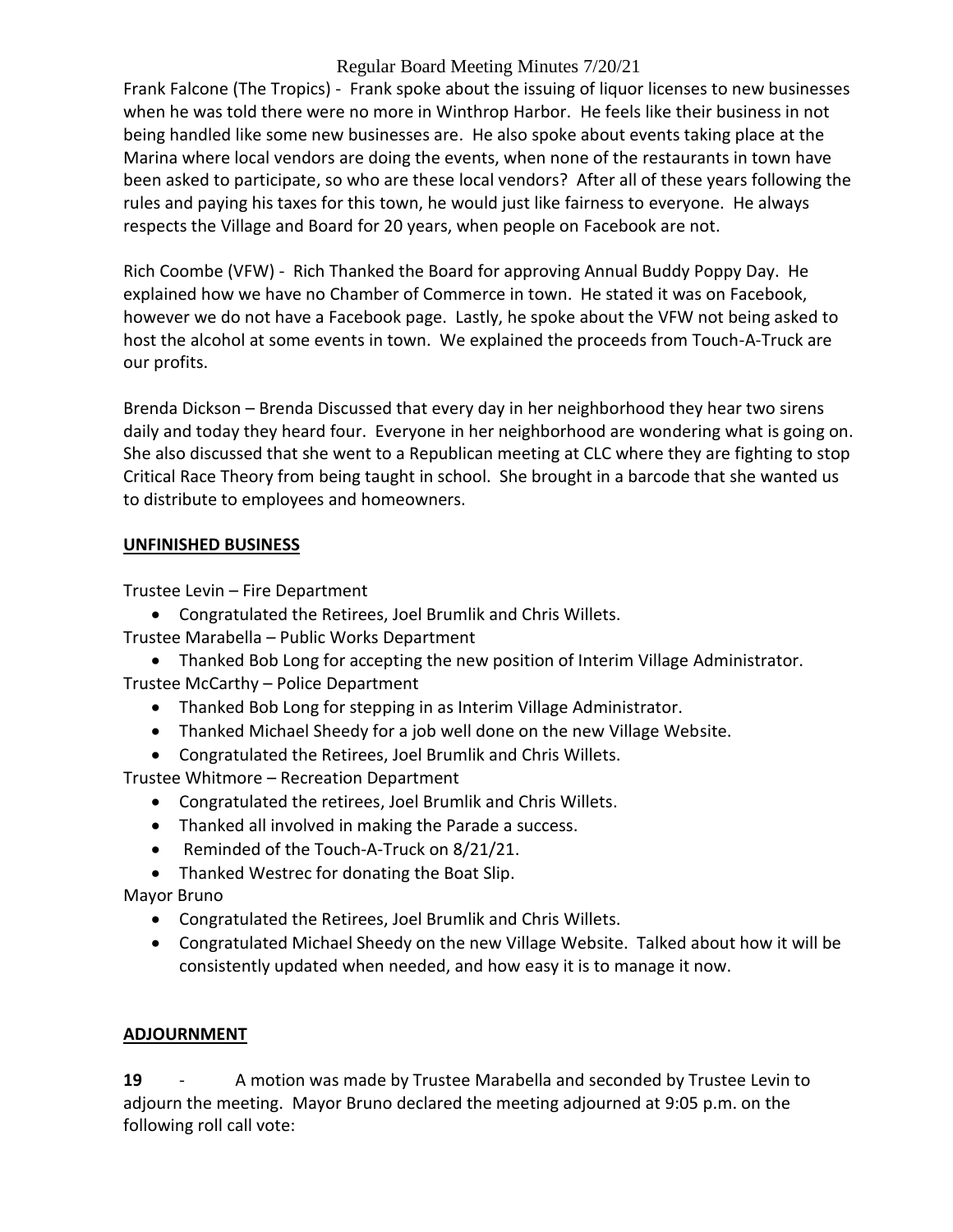Frank Falcone (The Tropics) - Frank spoke about the issuing of liquor licenses to new businesses when he was told there were no more in Winthrop Harbor. He feels like their business in not being handled like some new businesses are. He also spoke about events taking place at the Marina where local vendors are doing the events, when none of the restaurants in town have been asked to participate, so who are these local vendors? After all of these years following the rules and paying his taxes for this town, he would just like fairness to everyone. He always respects the Village and Board for 20 years, when people on Facebook are not.

Rich Coombe (VFW) - Rich Thanked the Board for approving Annual Buddy Poppy Day. He explained how we have no Chamber of Commerce in town. He stated it was on Facebook, however we do not have a Facebook page. Lastly, he spoke about the VFW not being asked to host the alcohol at some events in town. We explained the proceeds from Touch-A-Truck are our profits.

Brenda Dickson – Brenda Discussed that every day in her neighborhood they hear two sirens daily and today they heard four. Everyone in her neighborhood are wondering what is going on. She also discussed that she went to a Republican meeting at CLC where they are fighting to stop Critical Race Theory from being taught in school. She brought in a barcode that she wanted us to distribute to employees and homeowners.

**UNFINISHED BUSINESS**

Trustee Levin – Fire Department

- Congratulated the Retirees, Joel Brumlik and Chris Willets.

Trustee Marabella – Public Works Department

- Thanked Bob Long for accepting the new position of Interim Village Administrator.

Trustee McCarthy – Police Department

- Thanked Bob Long for stepping in as Interim Village Administrator.
- Thanked Michael Sheedy for a job well done on the new Village Website.
- Congratulated the Retirees, Joel Brumlik and Chris Willets.

Trustee Whitmore – Recreation Department

- Congratulated the retirees, Joel Brumlik and Chris Willets.
- Thanked all involved in making the Parade a success.
- Reminded of the Touch-A-Truck on 8/21/21.
- Thanked Westrec for donating the Boat Slip.

Mayor Bruno

- Congratulated the Retirees, Joel Brumlik and Chris Willets.
- Congratulated Michael Sheedy on the new Village Website. Talked about how it will be consistently updated when needed, and how easy it is to manage it now.

**ADJOURNMENT**

**19** - A motion was made by Trustee Marabella and seconded by Trustee Levin to adjourn the meeting. Mayor Bruno declared the meeting adjourned at 9:05 p.m. on the following roll call vote: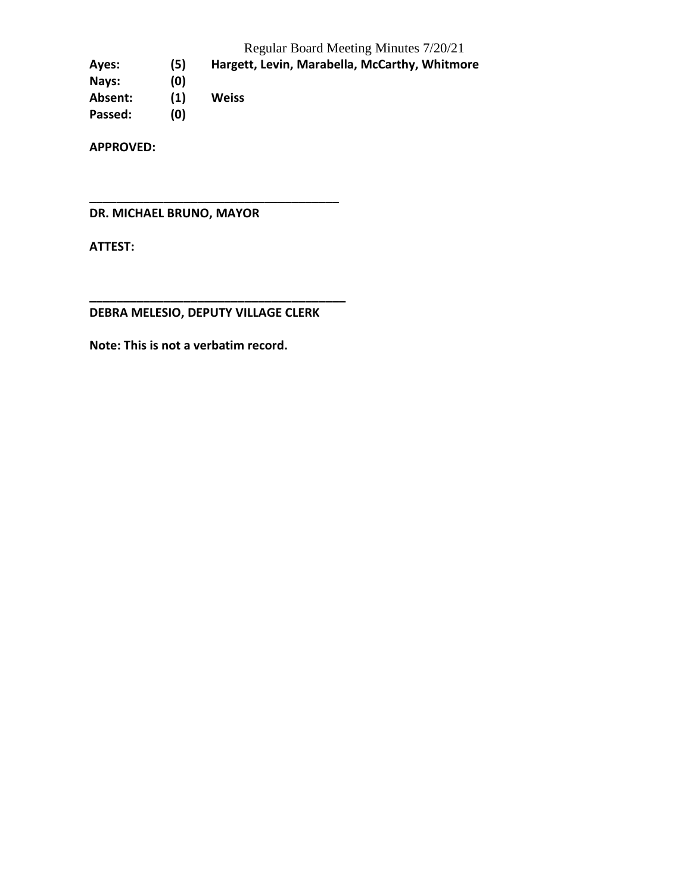| | | |
|---|---|---|
| **Ayes:** | **(5)** | **Hargett, Levin, Marabella, McCarthy, Whitmore** |
| **Nays:** | **(0)** | |
| **Absent:** | **(1)** | **Weiss** |
| **Passed:** | **(0)** | |

**APPROVED:**

**\_\_\_\_\_\_\_\_\_\_\_\_\_\_\_\_\_\_\_\_\_\_\_\_\_\_\_\_\_\_\_\_\_\_\_\_\_\_\_\_**

**DR. MICHAEL BRUNO, MAYOR**

**ATTEST:**

**\_\_\_\_\_\_\_\_\_\_\_\_\_\_\_\_\_\_\_\_\_\_\_\_\_\_\_\_\_\_\_\_\_\_\_\_\_\_\_\_**

**DEBRA MELESIO, DEPUTY VILLAGE CLERK**

**Note: This is not a verbatim record.**